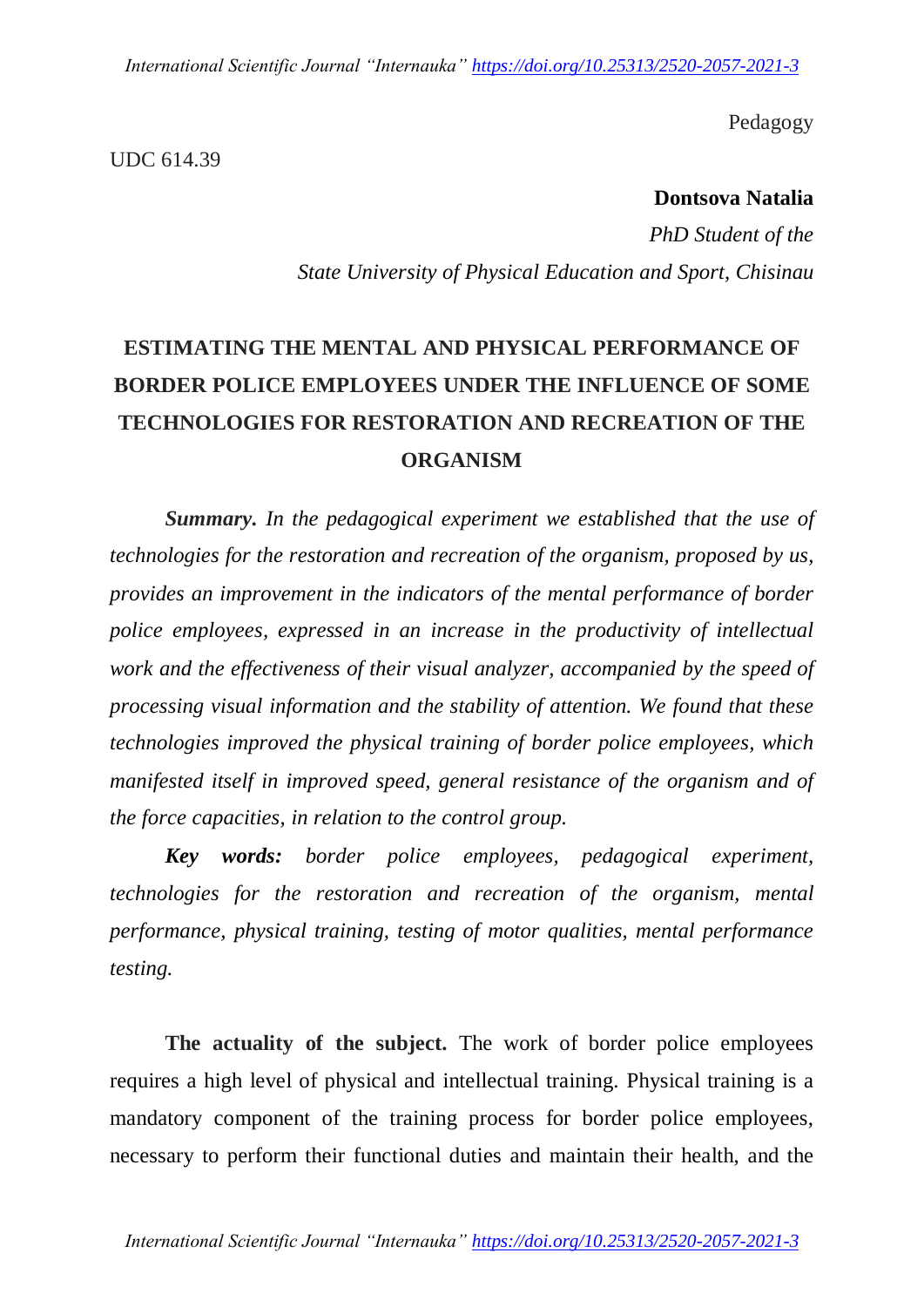Pedagogy

UDC 614.39

**Dontsova Natalia**

*PhD Student of the*

*State University of Physical Education and Sport, Chisinau*

# ESTIMATING THE MENTAL AND PHYSICAL PERFORMANCE OF BORDER POLICE EMPLOYEES UNDER THE INFLUENCE OF SOME TECHNOLOGIES FOR RESTORATION AND RECREATION OF THE ORGANISM

***Summary.*** *In the pedagogical experiment we established that the use of technologies for the restoration and recreation of the organism, proposed by us, provides an improvement in the indicators of the mental performance of border police employees, expressed in an increase in the productivity of intellectual work and the effectiveness of their visual analyzer, accompanied by the speed of processing visual information and the stability of attention. We found that these technologies improved the physical training of border police employees, which manifested itself in improved speed, general resistance of the organism and of the force capacities, in relation to the control group.*

***Key words:*** *border police employees, pedagogical experiment, technologies for the restoration and recreation of the organism, mental performance, physical training, testing of motor qualities, mental performance testing.*

**The actuality of the subject.** The work of border police employees requires a high level of physical and intellectual training. Physical training is a mandatory component of the training process for border police employees, necessary to perform their functional duties and maintain their health, and the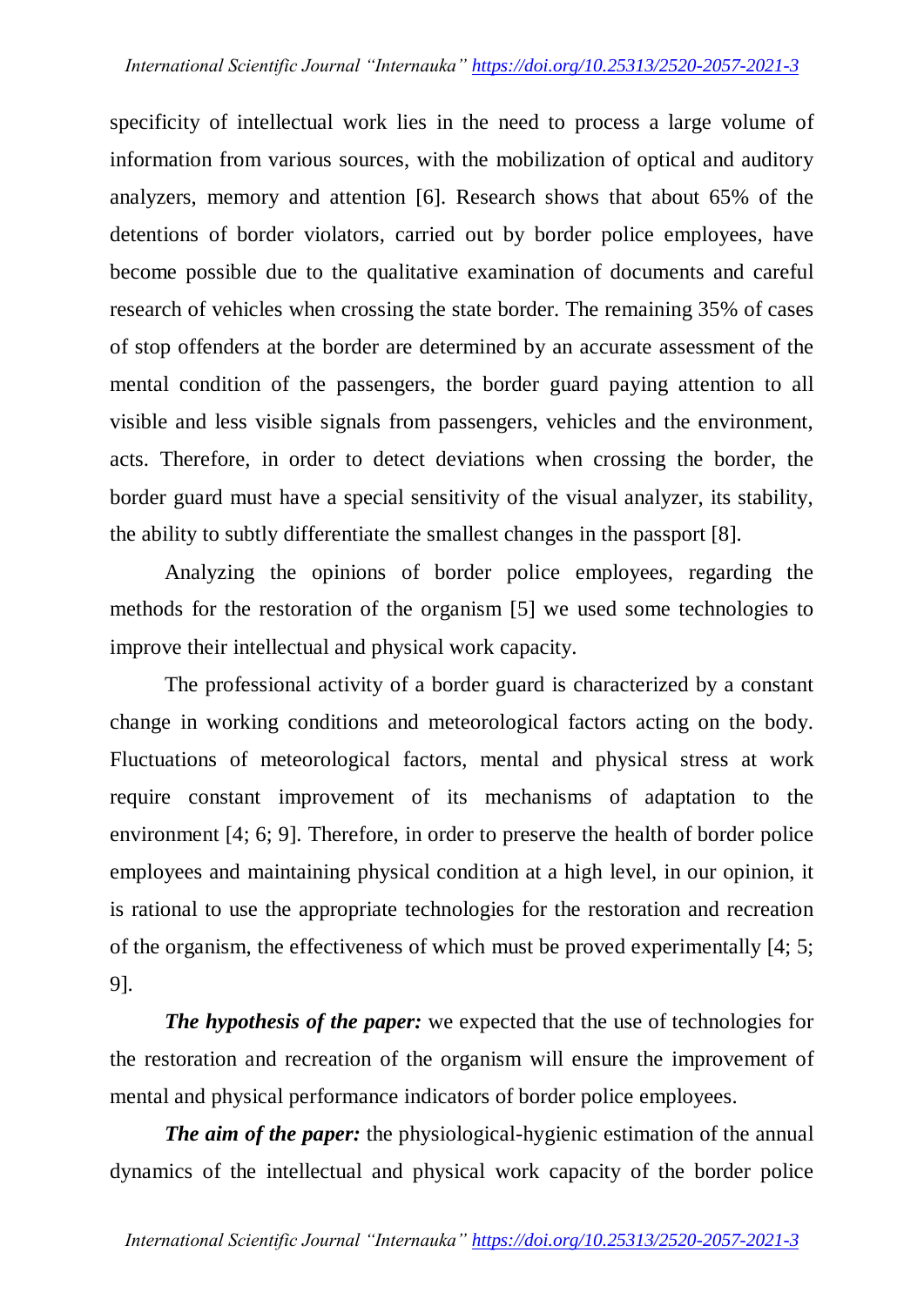specificity of intellectual work lies in the need to process a large volume of information from various sources, with the mobilization of optical and auditory analyzers, memory and attention [6]. Research shows that about 65% of the detentions of border violators, carried out by border police employees, have become possible due to the qualitative examination of documents and careful research of vehicles when crossing the state border. The remaining 35% of cases of stop offenders at the border are determined by an accurate assessment of the mental condition of the passengers, the border guard paying attention to all visible and less visible signals from passengers, vehicles and the environment, acts. Therefore, in order to detect deviations when crossing the border, the border guard must have a special sensitivity of the visual analyzer, its stability, the ability to subtly differentiate the smallest changes in the passport [8].

Analyzing the opinions of border police employees, regarding the methods for the restoration of the organism [5] we used some technologies to improve their intellectual and physical work capacity.

The professional activity of a border guard is characterized by a constant change in working conditions and meteorological factors acting on the body. Fluctuations of meteorological factors, mental and physical stress at work require constant improvement of its mechanisms of adaptation to the environment [4; 6; 9]. Therefore, in order to preserve the health of border police employees and maintaining physical condition at a high level, in our opinion, it is rational to use the appropriate technologies for the restoration and recreation of the organism, the effectiveness of which must be proved experimentally [4; 5; 9].

***The hypothesis of the paper:*** we expected that the use of technologies for the restoration and recreation of the organism will ensure the improvement of mental and physical performance indicators of border police employees.

***The aim of the paper:*** the physiological-hygienic estimation of the annual dynamics of the intellectual and physical work capacity of the border police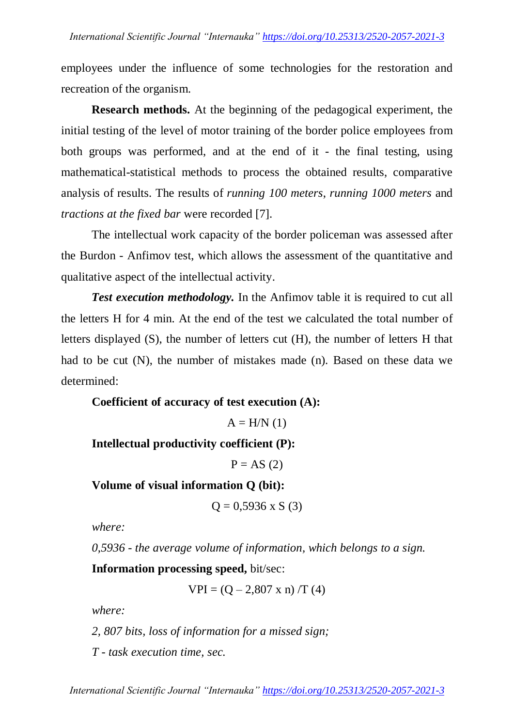employees under the influence of some technologies for the restoration and recreation of the organism.

**Research methods.** At the beginning of the pedagogical experiment, the initial testing of the level of motor training of the border police employees from both groups was performed, and at the end of it - the final testing, using mathematical-statistical methods to process the obtained results, comparative analysis of results. The results of *running 100 meters*, *running 1000 meters* and *tractions at the fixed bar* were recorded [7].

The intellectual work capacity of the border policeman was assessed after the Burdon - Anfimov test, which allows the assessment of the quantitative and qualitative aspect of the intellectual activity.

***Test execution methodology.*** In the Anfimov table it is required to cut all the letters H for 4 min. At the end of the test we calculated the total number of letters displayed (S), the number of letters cut (H), the number of letters H that had to be cut (N), the number of mistakes made (n). Based on these data we determined:

**Coefficient of accuracy of test execution (A):**

$$A = H/N \quad (1)$$

**Intellectual productivity coefficient (P):**

$$P = AS \quad (2)$$

**Volume of visual information Q (bit):**

$$Q = 0{,}5936 \times S \quad (3)$$

*where:*

*0,5936 - the average volume of information, which belongs to a sign.*

**Information processing speed,** bit/sec:

$$VPI = (Q - 2{,}807 \times n) / T \quad (4)$$

*where:*

*2, 807 bits, loss of information for a missed sign;*

*T - task execution time, sec.*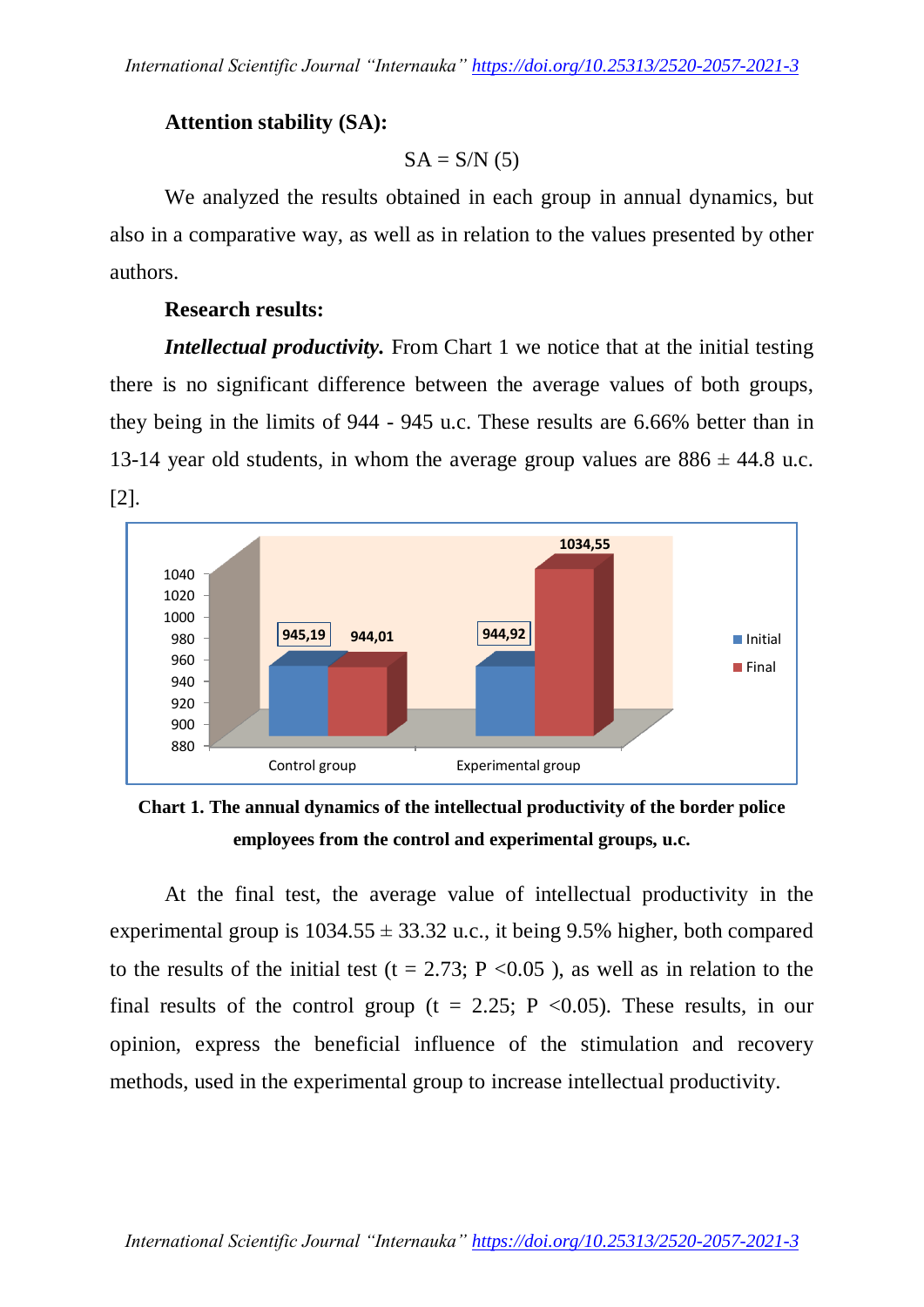**Attention stability (SA):**

$$SA = S/N \quad (5)$$

We analyzed the results obtained in each group in annual dynamics, but also in a comparative way, as well as in relation to the values presented by other authors.

**Research results:**

***Intellectual productivity.*** From Chart 1 we notice that at the initial testing there is no significant difference between the average values of both groups, they being in the limits of 944 - 945 u.c. These results are 6.66% better than in 13-14 year old students, in whom the average group values are 886 ± 44.8 u.c. [2].

**Chart 1. The annual dynamics of the intellectual productivity of the border police employees from the control and experimental groups, u.c.**

At the final test, the average value of intellectual productivity in the experimental group is 1034.55 ± 33.32 u.c., it being 9.5% higher, both compared to the results of the initial test ($t = 2.73$; $P < 0.05$ ), as well as in relation to the final results of the control group ($t = 2.25$; $P < 0.05$). These results, in our opinion, express the beneficial influence of the stimulation and recovery methods, used in the experimental group to increase intellectual productivity.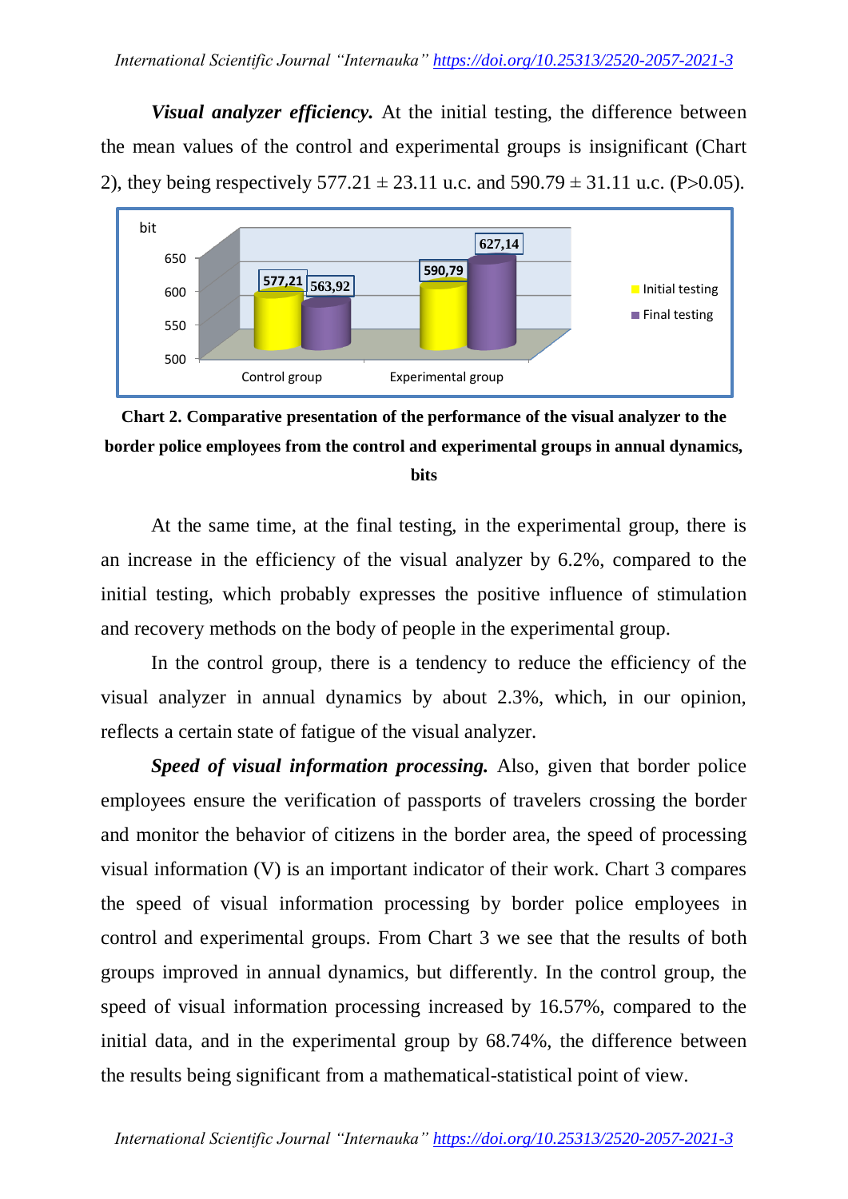***Visual analyzer efficiency.*** At the initial testing, the difference between the mean values of the control and experimental groups is insignificant (Chart 2), they being respectively 577.21 ± 23.11 u.c. and 590.79 ± 31.11 u.c. (P>0.05).

**Chart 2. Comparative presentation of the performance of the visual analyzer to the border police employees from the control and experimental groups in annual dynamics, bits**

At the same time, at the final testing, in the experimental group, there is an increase in the efficiency of the visual analyzer by 6.2%, compared to the initial testing, which probably expresses the positive influence of stimulation and recovery methods on the body of people in the experimental group.

In the control group, there is a tendency to reduce the efficiency of the visual analyzer in annual dynamics by about 2.3%, which, in our opinion, reflects a certain state of fatigue of the visual analyzer.

***Speed of visual information processing.*** Also, given that border police employees ensure the verification of passports of travelers crossing the border and monitor the behavior of citizens in the border area, the speed of processing visual information (V) is an important indicator of their work. Chart 3 compares the speed of visual information processing by border police employees in control and experimental groups. From Chart 3 we see that the results of both groups improved in annual dynamics, but differently. In the control group, the speed of visual information processing increased by 16.57%, compared to the initial data, and in the experimental group by 68.74%, the difference between the results being significant from a mathematical-statistical point of view.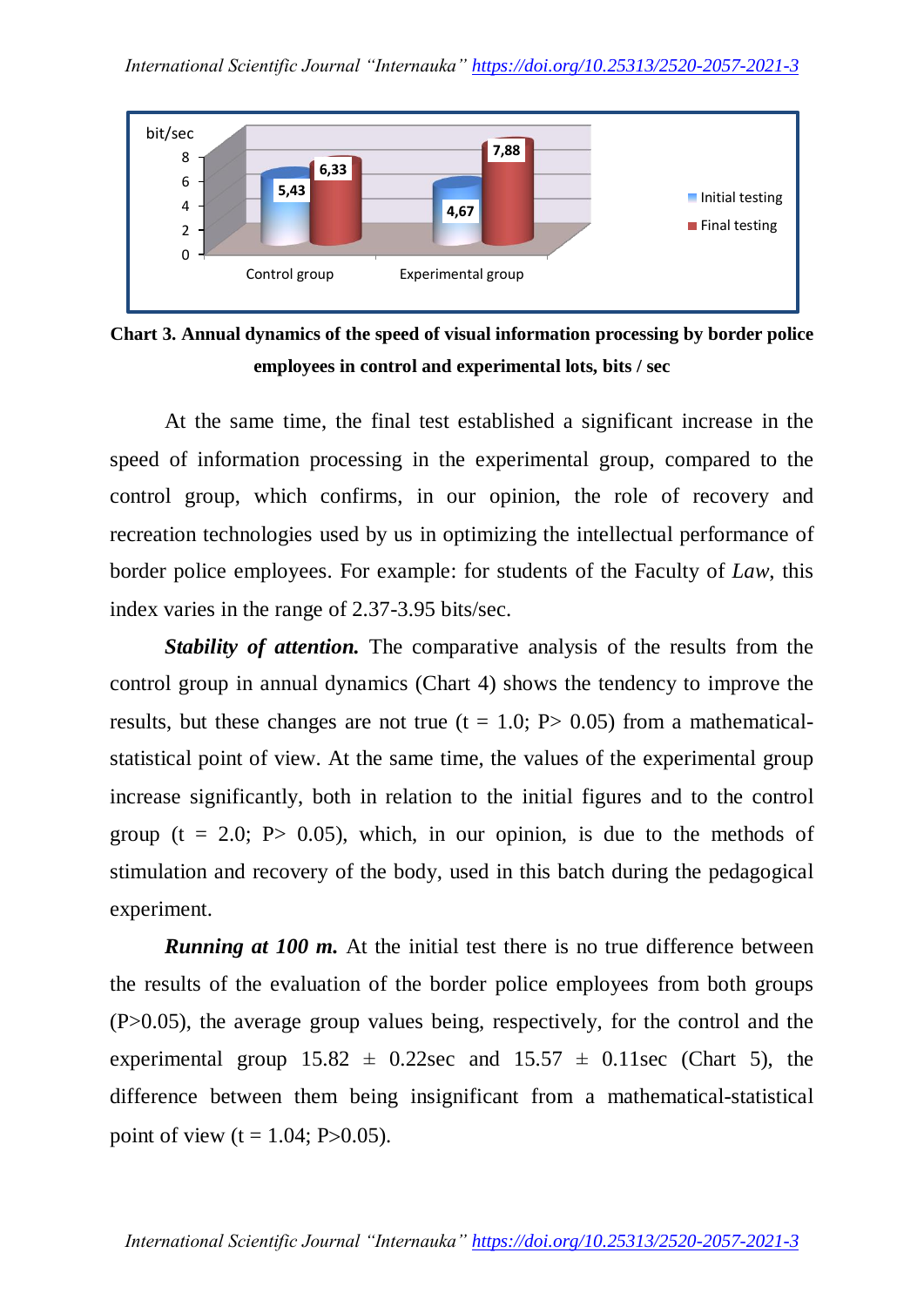**Chart 3. Annual dynamics of the speed of visual information processing by border police employees in control and experimental lots, bits / sec**

At the same time, the final test established a significant increase in the speed of information processing in the experimental group, compared to the control group, which confirms, in our opinion, the role of recovery and recreation technologies used by us in optimizing the intellectual performance of border police employees. For example: for students of the Faculty of *Law*, this index varies in the range of 2.37-3.95 bits/sec.

***Stability of attention.*** The comparative analysis of the results from the control group in annual dynamics (Chart 4) shows the tendency to improve the results, but these changes are not true ($t = 1.0$; $P > 0.05$) from a mathematical-statistical point of view. At the same time, the values of the experimental group increase significantly, both in relation to the initial figures and to the control group ($t = 2.0$; $P > 0.05$), which, in our opinion, is due to the methods of stimulation and recovery of the body, used in this batch during the pedagogical experiment.

***Running at 100 m.*** At the initial test there is no true difference between the results of the evaluation of the border police employees from both groups ($P > 0.05$), the average group values being, respectively, for the control and the experimental group $15.82 \pm 0.22$sec and $15.57 \pm 0.11$sec (Chart 5), the difference between them being insignificant from a mathematical-statistical point of view ($t = 1.04$; $P > 0.05$).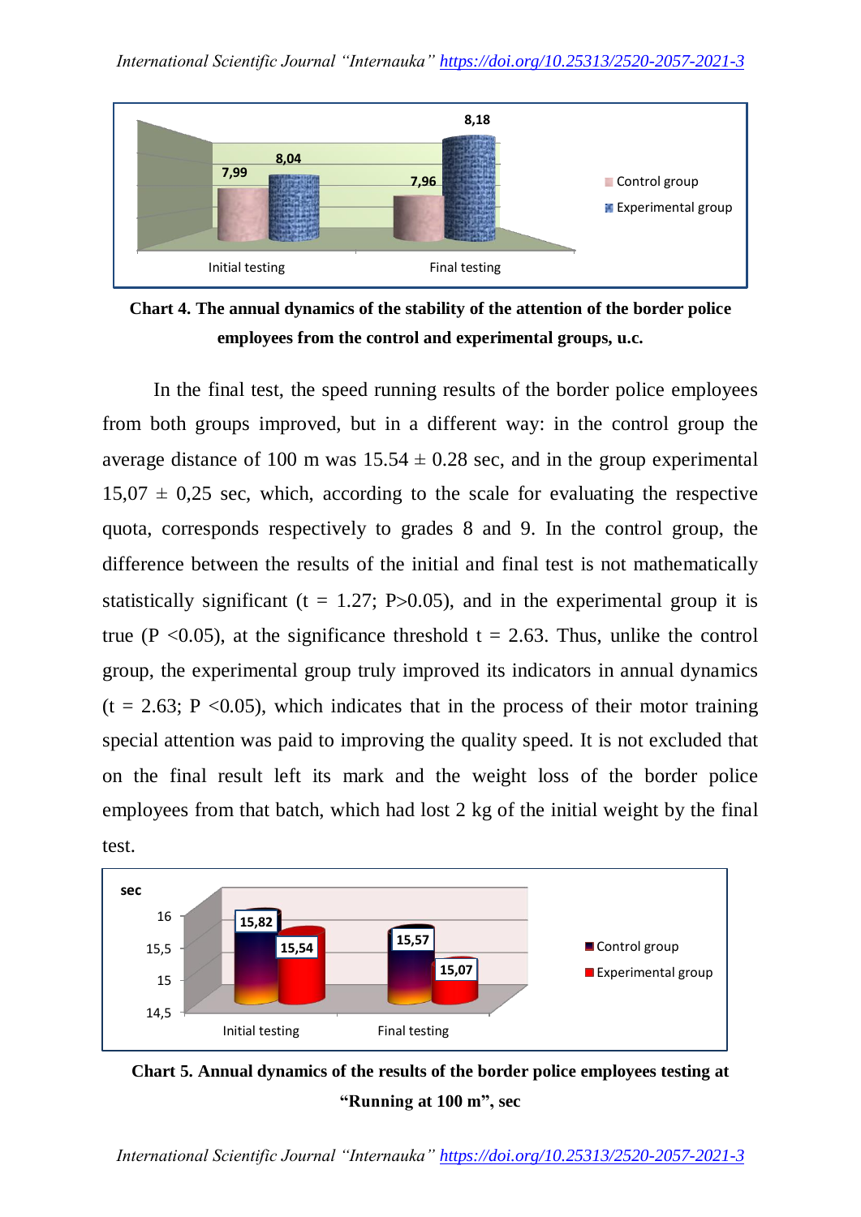**Chart 4. The annual dynamics of the stability of the attention of the border police employees from the control and experimental groups, u.c.**

In the final test, the speed running results of the border police employees from both groups improved, but in a different way: in the control group the average distance of 100 m was 15.54 ± 0.28 sec, and in the group experimental 15,07 ± 0,25 sec, which, according to the scale for evaluating the respective quota, corresponds respectively to grades 8 and 9. In the control group, the difference between the results of the initial and final test is not mathematically statistically significant ($t = 1.27$; $P>0.05$), and in the experimental group it is true ($P <0.05$), at the significance threshold $t = 2.63$. Thus, unlike the control group, the experimental group truly improved its indicators in annual dynamics ($t = 2.63$; $P <0.05$), which indicates that in the process of their motor training special attention was paid to improving the quality speed. It is not excluded that on the final result left its mark and the weight loss of the border police employees from that batch, which had lost 2 kg of the initial weight by the final test.

**Chart 5. Annual dynamics of the results of the border police employees testing at "Running at 100 m", sec**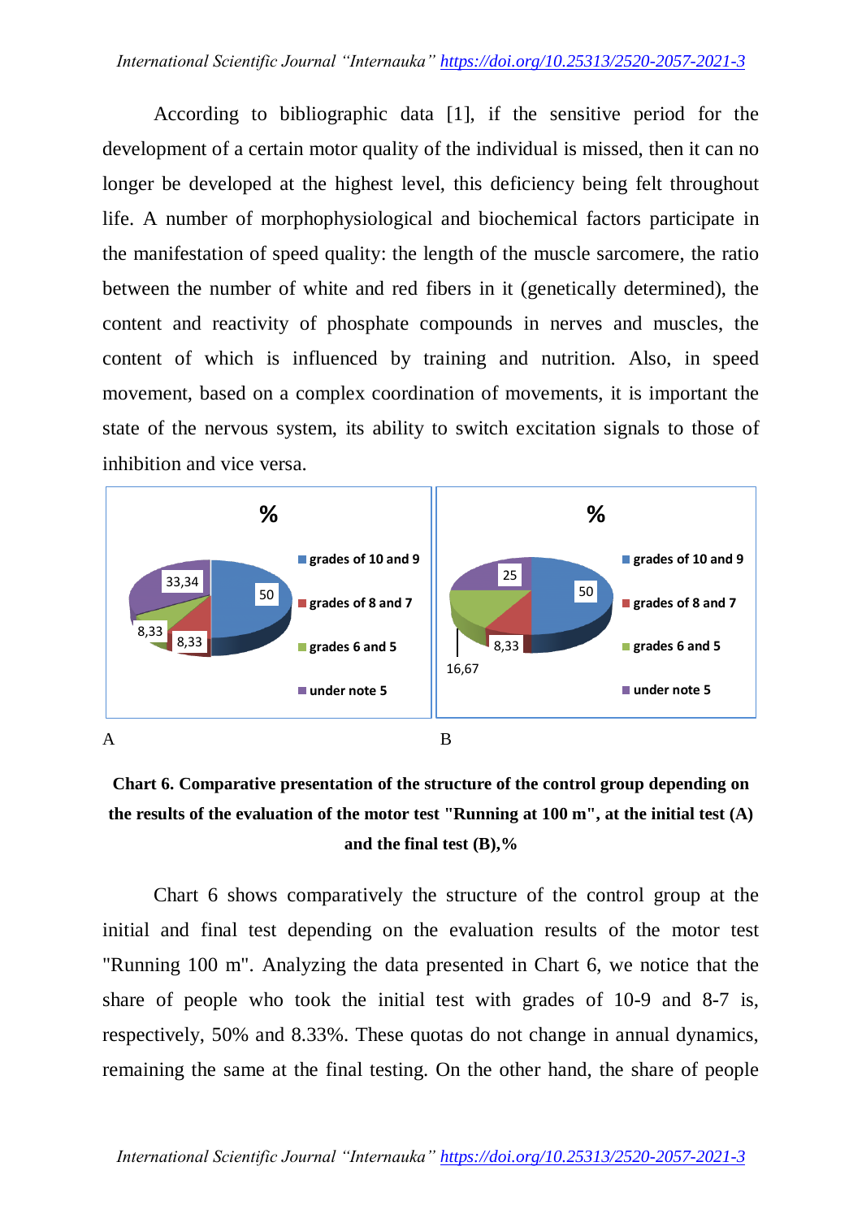According to bibliographic data [1], if the sensitive period for the development of a certain motor quality of the individual is missed, then it can no longer be developed at the highest level, this deficiency being felt throughout life. A number of morphophysiological and biochemical factors participate in the manifestation of speed quality: the length of the muscle sarcomere, the ratio between the number of white and red fibers in it (genetically determined), the content and reactivity of phosphate compounds in nerves and muscles, the content of which is influenced by training and nutrition. Also, in speed movement, based on a complex coordination of movements, it is important the state of the nervous system, its ability to switch excitation signals to those of inhibition and vice versa.

A

| % | |
|---|---|
| grades of 10 and 9 | 50 |
| grades of 8 and 7 | 8,33 |
| grades 6 and 5 | 8,33 |
| under note 5 | 33,34 |

B

| % | |
|---|---|
| grades of 10 and 9 | 50 |
| grades of 8 and 7 | 8,33 |
| grades 6 and 5 | 16,67 |
| under note 5 | 25 |

**Chart 6. Comparative presentation of the structure of the control group depending on the results of the evaluation of the motor test "Running at 100 m", at the initial test (A) and the final test (B),%**

Chart 6 shows comparatively the structure of the control group at the initial and final test depending on the evaluation results of the motor test "Running 100 m". Analyzing the data presented in Chart 6, we notice that the share of people who took the initial test with grades of 10-9 and 8-7 is, respectively, 50% and 8.33%. These quotas do not change in annual dynamics, remaining the same at the final testing. On the other hand, the share of people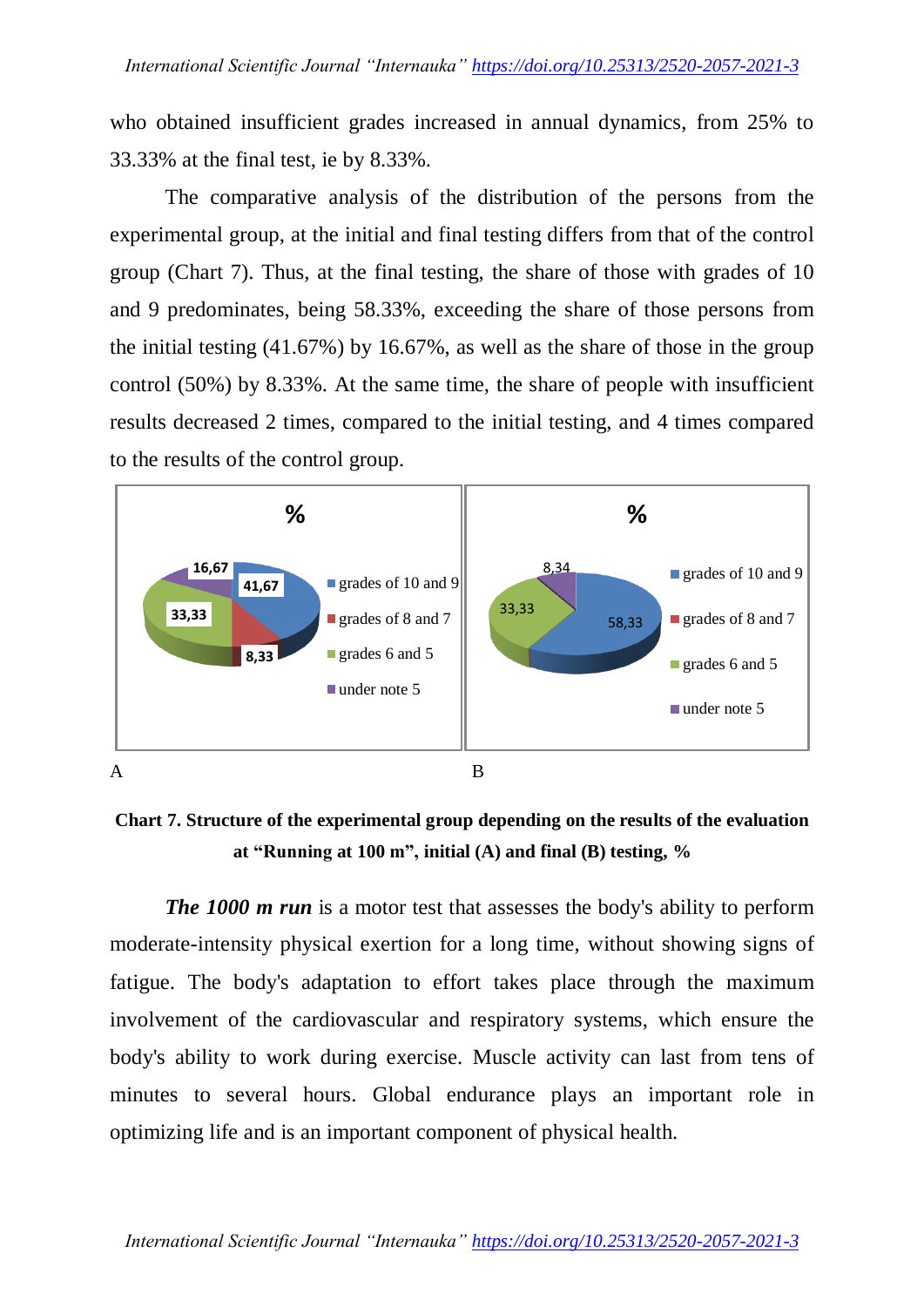who obtained insufficient grades increased in annual dynamics, from 25% to 33.33% at the final test, ie by 8.33%.

The comparative analysis of the distribution of the persons from the experimental group, at the initial and final testing differs from that of the control group (Chart 7). Thus, at the final testing, the share of those with grades of 10 and 9 predominates, being 58.33%, exceeding the share of those persons from the initial testing (41.67%) by 16.67%, as well as the share of those in the group control (50%) by 8.33%. At the same time, the share of people with insufficient results decreased 2 times, compared to the initial testing, and 4 times compared to the results of the control group.

A B

**Chart 7. Structure of the experimental group depending on the results of the evaluation at "Running at 100 m", initial (A) and final (B) testing, %**

***The 1000 m run*** is a motor test that assesses the body's ability to perform moderate-intensity physical exertion for a long time, without showing signs of fatigue. The body's adaptation to effort takes place through the maximum involvement of the cardiovascular and respiratory systems, which ensure the body's ability to work during exercise. Muscle activity can last from tens of minutes to several hours. Global endurance plays an important role in optimizing life and is an important component of physical health.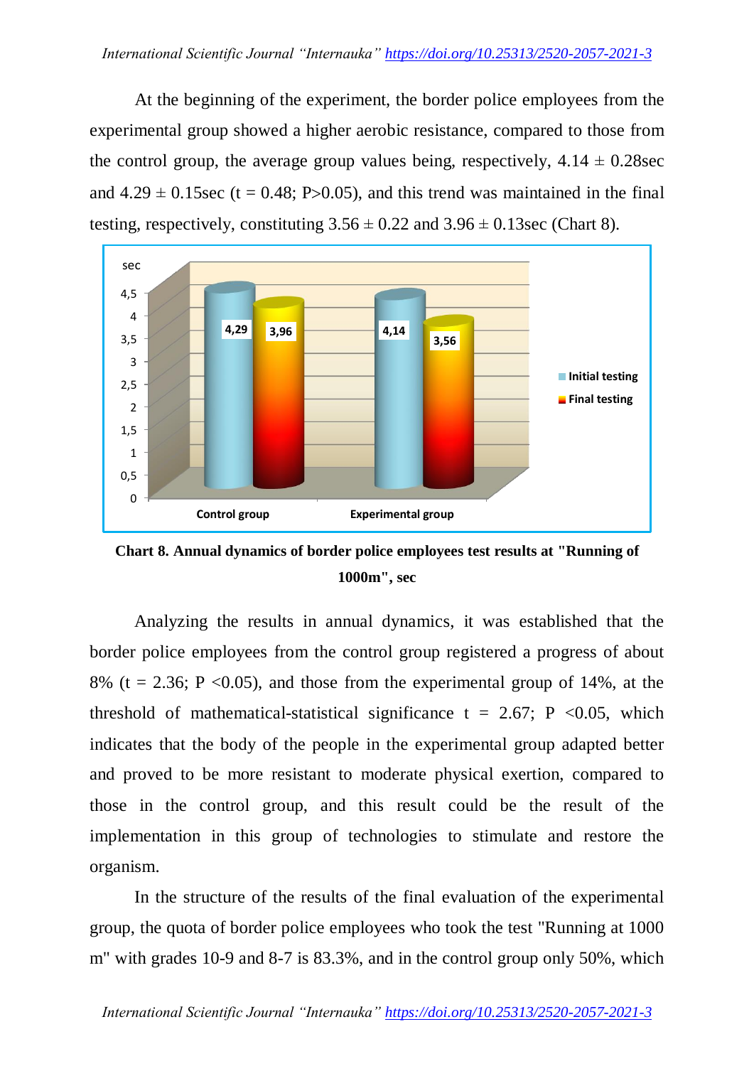At the beginning of the experiment, the border police employees from the experimental group showed a higher aerobic resistance, compared to those from the control group, the average group values being, respectively, 4.14 ± 0.28sec and 4.29 ± 0.15sec ($t = 0.48$; $P>0.05$), and this trend was maintained in the final testing, respectively, constituting 3.56 ± 0.22 and 3.96 ± 0.13sec (Chart 8).

**Chart 8. Annual dynamics of border police employees test results at "Running of 1000m", sec**

Analyzing the results in annual dynamics, it was established that the border police employees from the control group registered a progress of about 8% ($t = 2.36$; $P <0.05$), and those from the experimental group of 14%, at the threshold of mathematical-statistical significance $t = 2.67$; $P <0.05$, which indicates that the body of the people in the experimental group adapted better and proved to be more resistant to moderate physical exertion, compared to those in the control group, and this result could be the result of the implementation in this group of technologies to stimulate and restore the organism.

In the structure of the results of the final evaluation of the experimental group, the quota of border police employees who took the test "Running at 1000 m" with grades 10-9 and 8-7 is 83.3%, and in the control group only 50%, which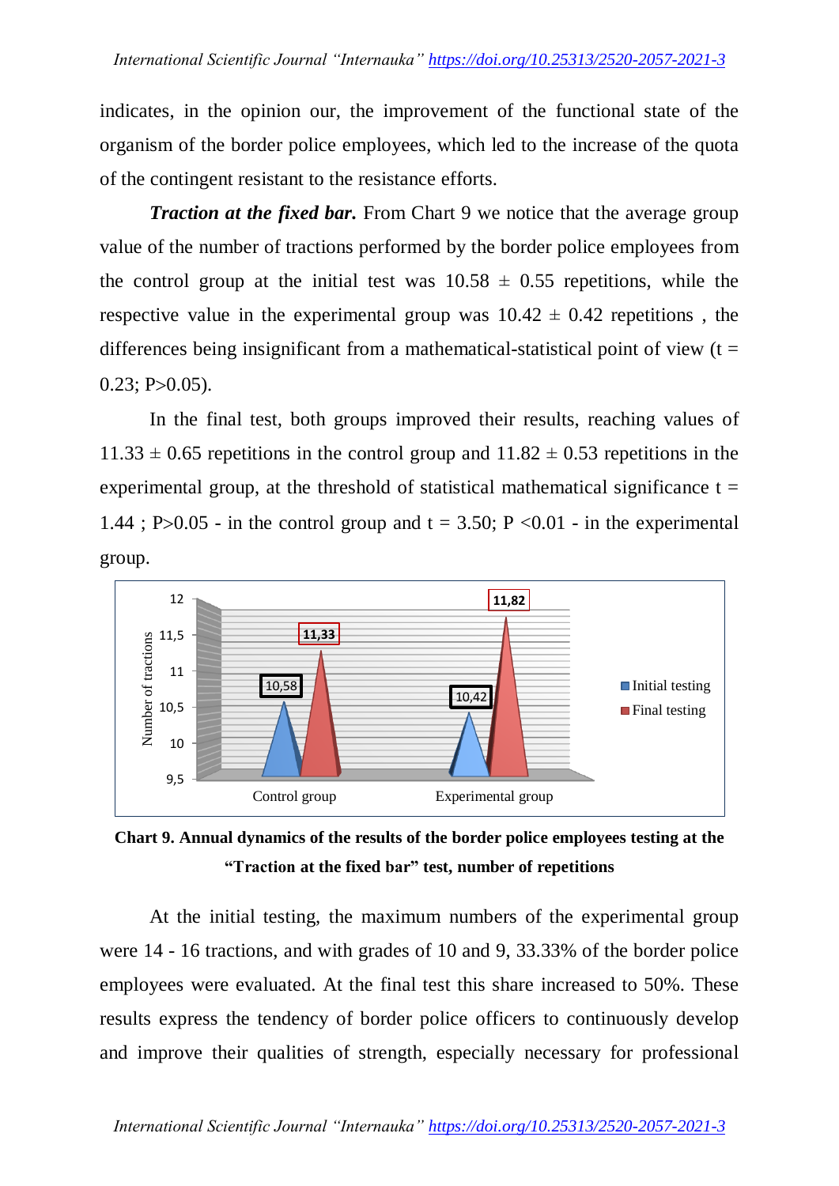indicates, in the opinion our, the improvement of the functional state of the organism of the border police employees, which led to the increase of the quota of the contingent resistant to the resistance efforts.

***Traction at the fixed bar.*** From Chart 9 we notice that the average group value of the number of tractions performed by the border police employees from the control group at the initial test was 10.58 ± 0.55 repetitions, while the respective value in the experimental group was 10.42 ± 0.42 repetitions , the differences being insignificant from a mathematical-statistical point of view ($t = 0.23$; $P>0.05$).

In the final test, both groups improved their results, reaching values of 11.33 ± 0.65 repetitions in the control group and 11.82 ± 0.53 repetitions in the experimental group, at the threshold of statistical mathematical significance $t = 1.44$ ; $P>0.05$ - in the control group and $t = 3.50$; $P <0.01$ - in the experimental group.

**Chart 9. Annual dynamics of the results of the border police employees testing at the "Traction at the fixed bar" test, number of repetitions**

At the initial testing, the maximum numbers of the experimental group were 14 - 16 tractions, and with grades of 10 and 9, 33.33% of the border police employees were evaluated. At the final test this share increased to 50%. These results express the tendency of border police officers to continuously develop and improve their qualities of strength, especially necessary for professional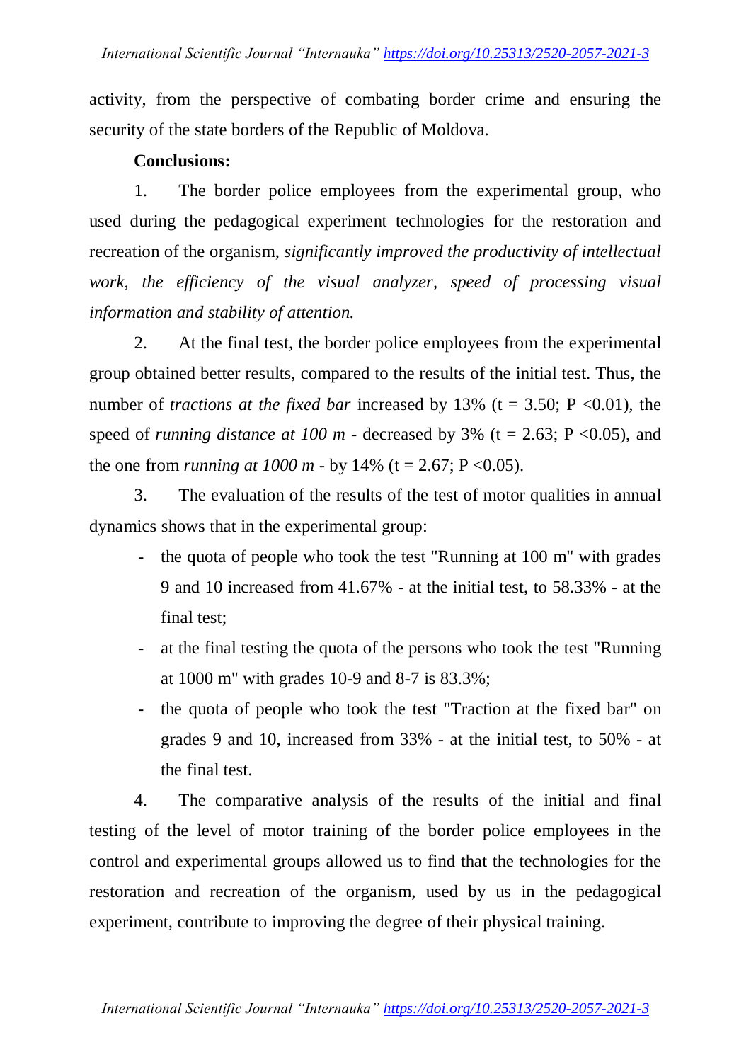activity, from the perspective of combating border crime and ensuring the security of the state borders of the Republic of Moldova.

**Conclusions:**

1. The border police employees from the experimental group, who used during the pedagogical experiment technologies for the restoration and recreation of the organism, *significantly improved the productivity of intellectual work, the efficiency of the visual analyzer, speed of processing visual information and stability of attention.*

2. At the final test, the border police employees from the experimental group obtained better results, compared to the results of the initial test. Thus, the number of *tractions at the fixed bar* increased by 13% ($t = 3.50$; $P < 0.01$), the speed of *running distance at 100 m* - decreased by 3% ($t = 2.63$; $P < 0.05$), and the one from *running at 1000 m* - by 14% ($t = 2.67$; $P < 0.05$).

3. The evaluation of the results of the test of motor qualities in annual dynamics shows that in the experimental group:
   - the quota of people who took the test "Running at 100 m" with grades 9 and 10 increased from 41.67% - at the initial test, to 58.33% - at the final test;
   - at the final testing the quota of the persons who took the test "Running at 1000 m" with grades 10-9 and 8-7 is 83.3%;
   - the quota of people who took the test "Traction at the fixed bar" on grades 9 and 10, increased from 33% - at the initial test, to 50% - at the final test.

4. The comparative analysis of the results of the initial and final testing of the level of motor training of the border police employees in the control and experimental groups allowed us to find that the technologies for the restoration and recreation of the organism, used by us in the pedagogical experiment, contribute to improving the degree of their physical training.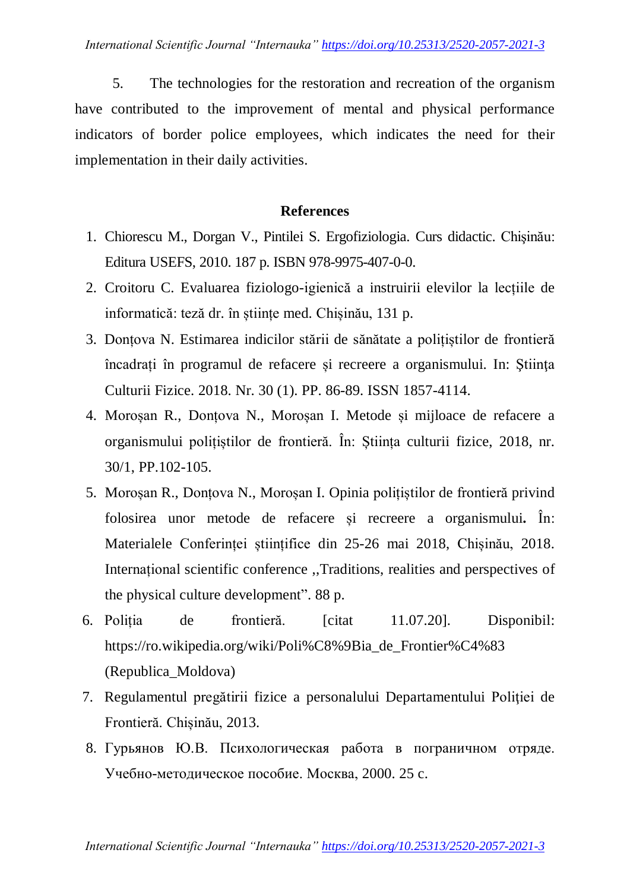5. The technologies for the restoration and recreation of the organism have contributed to the improvement of mental and physical performance indicators of border police employees, which indicates the need for their implementation in their daily activities.

## References

1. Chiorescu M., Dorgan V., Pintilei S. Ergofiziologia. Curs didactic. Chişinău: Editura USEFS, 2010. 187 p. ISBN 978-9975-407-0-0.
2. Croitoru C. Evaluarea fiziologo-igienică a instruirii elevilor la lecțiile de informatică: teză dr. în științe med. Chișinău, 131 p.
3. Donțova N. Estimarea indicilor stării de sănătate a polițiștilor de frontieră încadrați în programul de refacere și recreere a organismului. In: Ştiinţa Culturii Fizice. 2018. Nr. 30 (1). PP. 86-89. ISSN 1857-4114.
4. Moroșan R., Donțova N., Moroșan I. Metode și mijloace de refacere a organismului polițiștilor de frontieră. În: Știința culturii fizice, 2018, nr. 30/1, PP.102-105.
5. Moroșan R., Donțova N., Moroșan I. Opinia polițiștilor de frontieră privind folosirea unor metode de refacere și recreere a organismului**.** În: Materialele Conferinței științifice din 25-26 mai 2018, Chișinău, 2018. Internațional scientific conference ,,Traditions, realities and perspectives of the physical culture development". 88 p.
6. Poliția de frontieră. [citat 11.07.20]. Disponibil: https://ro.wikipedia.org/wiki/Poli%C8%9Bia_de_Frontier%C4%83 (Republica_Moldova)
7. Regulamentul pregătirii fizice a personalului Departamentului Poliţiei de Frontieră. Chișinău, 2013.
8. Гурьянов Ю.В. Психологическая работа в пограничном отряде. Учебно-методическое пособие. Москва, 2000. 25 с.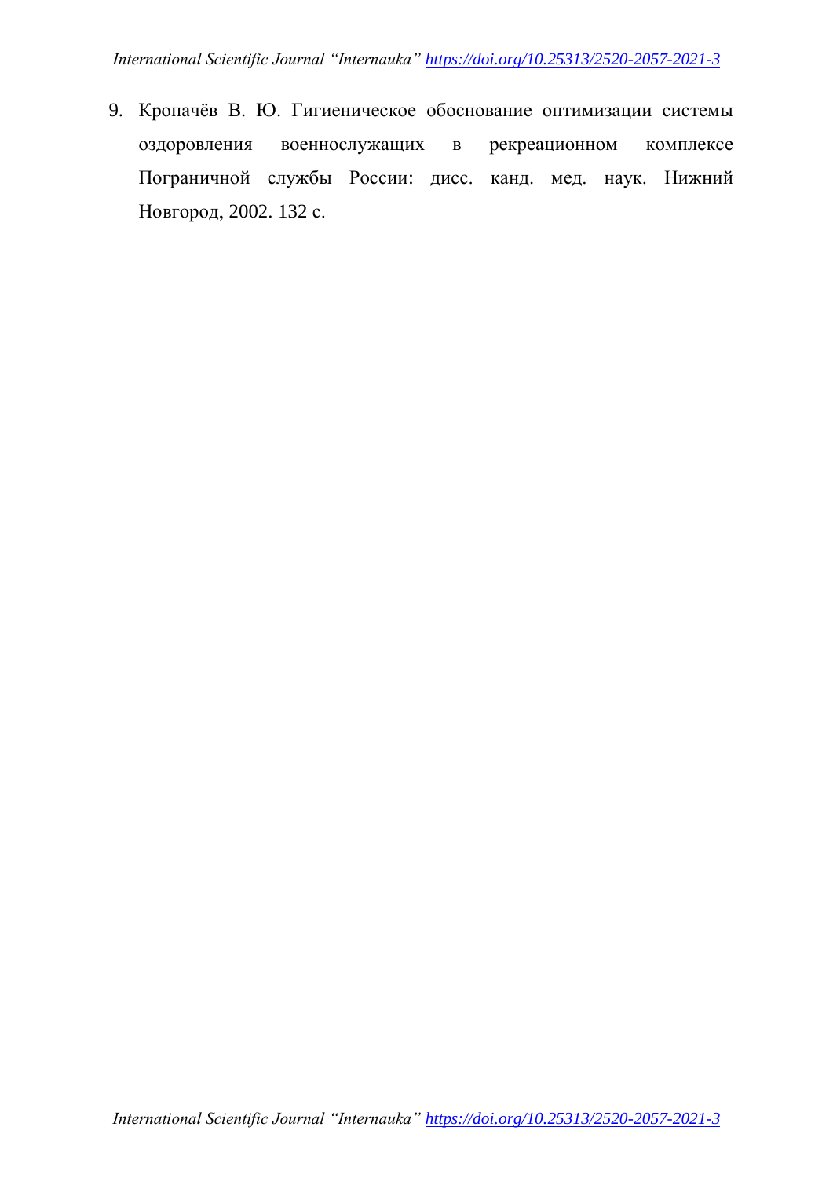9. Кропачёв В. Ю. Гигиеническое обоснование оптимизации системы оздоровления военнослужащих в рекреационном комплексе Пограничной службы России: дисс. канд. мед. наук. Нижний Новгород, 2002. 132 с.